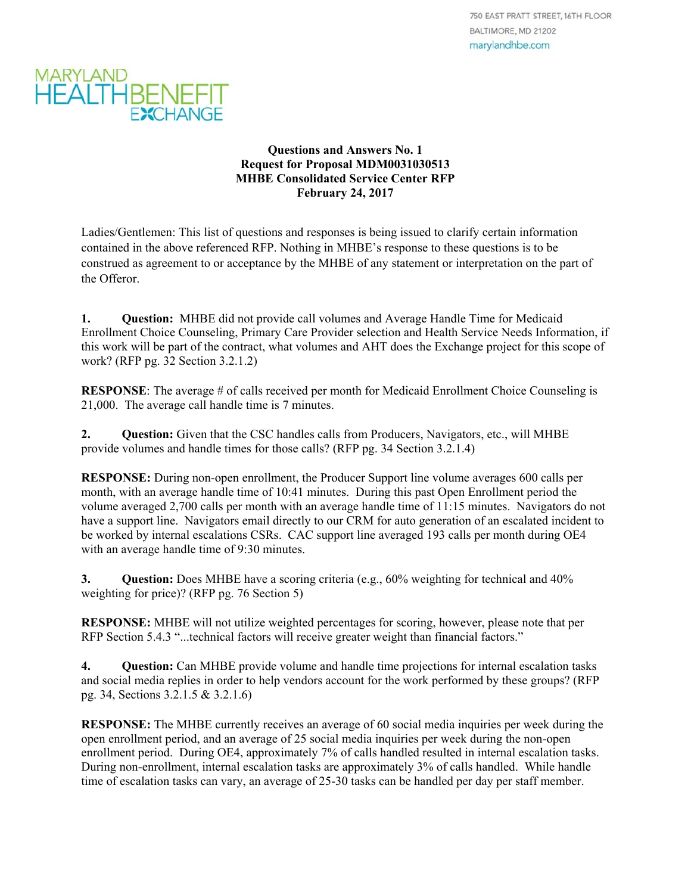750 EAST PRATT STREET, 16TH FLOOR
BALTIMORE, MD 21202
marylandhbe.com

MARYLAND HEALTH BENEFIT EXCHANGE

**Questions and Answers No. 1**
**Request for Proposal MDM0031030513**
**MHBE Consolidated Service Center RFP**
**February 24, 2017**

Ladies/Gentlemen: This list of questions and responses is being issued to clarify certain information contained in the above referenced RFP. Nothing in MHBE's response to these questions is to be construed as agreement to or acceptance by the MHBE of any statement or interpretation on the part of the Offeror.

**1. Question:** MHBE did not provide call volumes and Average Handle Time for Medicaid Enrollment Choice Counseling, Primary Care Provider selection and Health Service Needs Information, if this work will be part of the contract, what volumes and AHT does the Exchange project for this scope of work? (RFP pg. 32 Section 3.2.1.2)

**RESPONSE**: The average # of calls received per month for Medicaid Enrollment Choice Counseling is 21,000. The average call handle time is 7 minutes.

**2. Question:** Given that the CSC handles calls from Producers, Navigators, etc., will MHBE provide volumes and handle times for those calls? (RFP pg. 34 Section 3.2.1.4)

**RESPONSE:** During non-open enrollment, the Producer Support line volume averages 600 calls per month, with an average handle time of 10:41 minutes. During this past Open Enrollment period the volume averaged 2,700 calls per month with an average handle time of 11:15 minutes. Navigators do not have a support line. Navigators email directly to our CRM for auto generation of an escalated incident to be worked by internal escalations CSRs. CAC support line averaged 193 calls per month during OE4 with an average handle time of 9:30 minutes.

**3. Question:** Does MHBE have a scoring criteria (e.g., 60% weighting for technical and 40% weighting for price)? (RFP pg. 76 Section 5)

**RESPONSE:** MHBE will not utilize weighted percentages for scoring, however, please note that per RFP Section 5.4.3 "...technical factors will receive greater weight than financial factors."

**4. Question:** Can MHBE provide volume and handle time projections for internal escalation tasks and social media replies in order to help vendors account for the work performed by these groups? (RFP pg. 34, Sections 3.2.1.5 & 3.2.1.6)

**RESPONSE:** The MHBE currently receives an average of 60 social media inquiries per week during the open enrollment period, and an average of 25 social media inquiries per week during the non-open enrollment period. During OE4, approximately 7% of calls handled resulted in internal escalation tasks. During non-enrollment, internal escalation tasks are approximately 3% of calls handled. While handle time of escalation tasks can vary, an average of 25-30 tasks can be handled per day per staff member.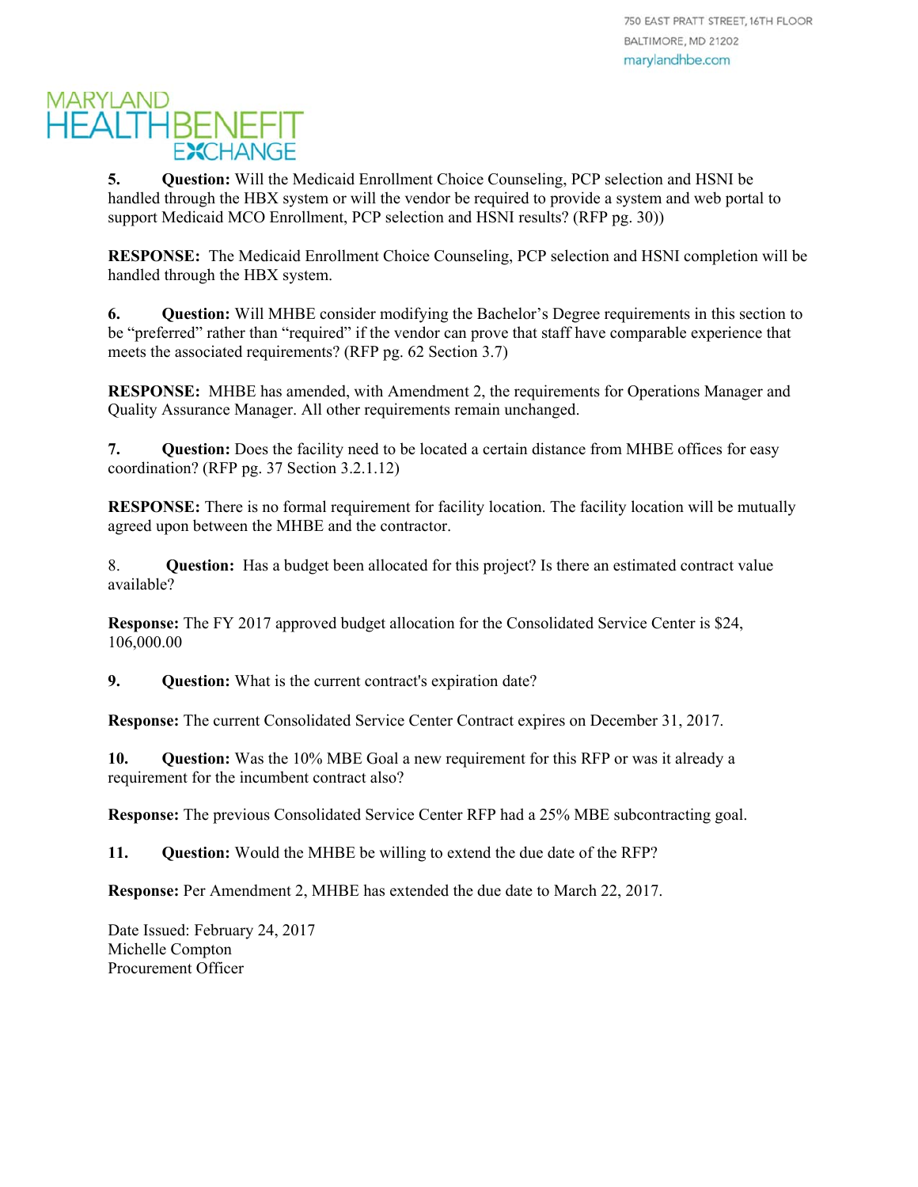**5. Question:** Will the Medicaid Enrollment Choice Counseling, PCP selection and HSNI be handled through the HBX system or will the vendor be required to provide a system and web portal to support Medicaid MCO Enrollment, PCP selection and HSNI results? (RFP pg. 30))

**RESPONSE:** The Medicaid Enrollment Choice Counseling, PCP selection and HSNI completion will be handled through the HBX system.

**6. Question:** Will MHBE consider modifying the Bachelor's Degree requirements in this section to be "preferred" rather than "required" if the vendor can prove that staff have comparable experience that meets the associated requirements? (RFP pg. 62 Section 3.7)

**RESPONSE:** MHBE has amended, with Amendment 2, the requirements for Operations Manager and Quality Assurance Manager. All other requirements remain unchanged.

**7. Question:** Does the facility need to be located a certain distance from MHBE offices for easy coordination? (RFP pg. 37 Section 3.2.1.12)

**RESPONSE:** There is no formal requirement for facility location. The facility location will be mutually agreed upon between the MHBE and the contractor.

8. **Question:** Has a budget been allocated for this project? Is there an estimated contract value available?

**Response:** The FY 2017 approved budget allocation for the Consolidated Service Center is $24, 106,000.00

**9. Question:** What is the current contract's expiration date?

**Response:** The current Consolidated Service Center Contract expires on December 31, 2017.

**10. Question:** Was the 10% MBE Goal a new requirement for this RFP or was it already a requirement for the incumbent contract also?

**Response:** The previous Consolidated Service Center RFP had a 25% MBE subcontracting goal.

**11. Question:** Would the MHBE be willing to extend the due date of the RFP?

**Response:** Per Amendment 2, MHBE has extended the due date to March 22, 2017.

Date Issued: February 24, 2017
Michelle Compton
Procurement Officer